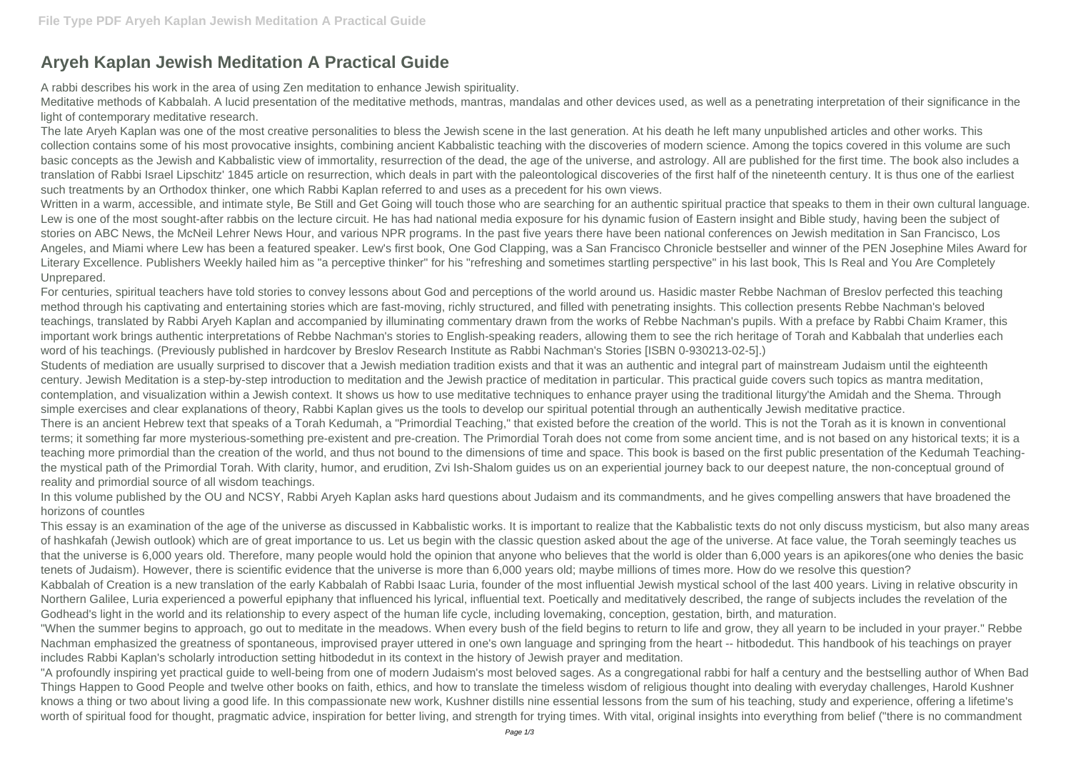# Aryeh Kaplan Jewish Meditation A Practical Guide

A rabbi describes his work in the area of using Zen meditation to enhance Jewish spirituality.

Meditative methods of Kabbalah. A lucid presentation of the meditative methods, mantras, mandalas and other devices used, as well as a penetrating interpretation of their significance in the light of contemporary meditative research.

The late Aryeh Kaplan was one of the most creative personalities to bless the Jewish scene in the last generation. At his death he left many unpublished articles and other works. This collection contains some of his most provocative insights, combining ancient Kabbalistic teaching with the discoveries of modern science. Among the topics covered in this volume are such basic concepts as the Jewish and Kabbalistic view of immortality, resurrection of the dead, the age of the universe, and astrology. All are published for the first time. The book also includes a translation of Rabbi Israel Lipschitz' 1845 article on resurrection, which deals in part with the paleontological discoveries of the first half of the nineteenth century. It is thus one of the earliest such treatments by an Orthodox thinker, one which Rabbi Kaplan referred to and uses as a precedent for his own views.

Written in a warm, accessible, and intimate style, Be Still and Get Going will touch those who are searching for an authentic spiritual practice that speaks to them in their own cultural language. Lew is one of the most sought-after rabbis on the lecture circuit. He has had national media exposure for his dynamic fusion of Eastern insight and Bible study, having been the subject of stories on ABC News, the McNeil Lehrer News Hour, and various NPR programs. In the past five years there have been national conferences on Jewish meditation in San Francisco, Los Angeles, and Miami where Lew has been a featured speaker. Lew's first book, One God Clapping, was a San Francisco Chronicle bestseller and winner of the PEN Josephine Miles Award for Literary Excellence. Publishers Weekly hailed him as "a perceptive thinker" for his "refreshing and sometimes startling perspective" in his last book, This Is Real and You Are Completely Unprepared.

For centuries, spiritual teachers have told stories to convey lessons about God and perceptions of the world around us. Hasidic master Rebbe Nachman of Breslov perfected this teaching method through his captivating and entertaining stories which are fast-moving, richly structured, and filled with penetrating insights. This collection presents Rebbe Nachman's beloved teachings, translated by Rabbi Aryeh Kaplan and accompanied by illuminating commentary drawn from the works of Rebbe Nachman's pupils. With a preface by Rabbi Chaim Kramer, this important work brings authentic interpretations of Rebbe Nachman's stories to English-speaking readers, allowing them to see the rich heritage of Torah and Kabbalah that underlies each word of his teachings. (Previously published in hardcover by Breslov Research Institute as Rabbi Nachman's Stories [ISBN 0-930213-02-5].)

Students of mediation are usually surprised to discover that a Jewish mediation tradition exists and that it was an authentic and integral part of mainstream Judaism until the eighteenth century. Jewish Meditation is a step-by-step introduction to meditation and the Jewish practice of meditation in particular. This practical guide covers such topics as mantra meditation, contemplation, and visualization within a Jewish context. It shows us how to use meditative techniques to enhance prayer using the traditional liturgy'the Amidah and the Shema. Through simple exercises and clear explanations of theory, Rabbi Kaplan gives us the tools to develop our spiritual potential through an authentically Jewish meditative practice.

There is an ancient Hebrew text that speaks of a Torah Kedumah, a "Primordial Teaching," that existed before the creation of the world. This is not the Torah as it is known in conventional terms; it something far more mysterious-something pre-existent and pre-creation. The Primordial Torah does not come from some ancient time, and is not based on any historical texts; it is a teaching more primordial than the creation of the world, and thus not bound to the dimensions of time and space. This book is based on the first public presentation of the Kedumah Teaching-the mystical path of the Primordial Torah. With clarity, humor, and erudition, Zvi Ish-Shalom guides us on an experiential journey back to our deepest nature, the non-conceptual ground of reality and primordial source of all wisdom teachings.

In this volume published by the OU and NCSY, Rabbi Aryeh Kaplan asks hard questions about Judaism and its commandments, and he gives compelling answers that have broadened the horizons of countles

This essay is an examination of the age of the universe as discussed in Kabbalistic works. It is important to realize that the Kabbalistic texts do not only discuss mysticism, but also many areas of hashkafah (Jewish outlook) which are of great importance to us. Let us begin with the classic question asked about the age of the universe. At face value, the Torah seemingly teaches us that the universe is 6,000 years old. Therefore, many people would hold the opinion that anyone who believes that the world is older than 6,000 years is an apikores(one who denies the basic tenets of Judaism). However, there is scientific evidence that the universe is more than 6,000 years old; maybe millions of times more. How do we resolve this question?

Kabbalah of Creation is a new translation of the early Kabbalah of Rabbi Isaac Luria, founder of the most influential Jewish mystical school of the last 400 years. Living in relative obscurity in Northern Galilee, Luria experienced a powerful epiphany that influenced his lyrical, influential text. Poetically and meditatively described, the range of subjects includes the revelation of the Godhead's light in the world and its relationship to every aspect of the human life cycle, including lovemaking, conception, gestation, birth, and maturation.

"When the summer begins to approach, go out to meditate in the meadows. When every bush of the field begins to return to life and grow, they all yearn to be included in your prayer." Rebbe Nachman emphasized the greatness of spontaneous, improvised prayer uttered in one's own language and springing from the heart -- hitbodedut. This handbook of his teachings on prayer includes Rabbi Kaplan's scholarly introduction setting hitbodedut in its context in the history of Jewish prayer and meditation.

"A profoundly inspiring yet practical guide to well-being from one of modern Judaism's most beloved sages. As a congregational rabbi for half a century and the bestselling author of When Bad Things Happen to Good People and twelve other books on faith, ethics, and how to translate the timeless wisdom of religious thought into dealing with everyday challenges, Harold Kushner knows a thing or two about living a good life. In this compassionate new work, Kushner distills nine essential lessons from the sum of his teaching, study and experience, offering a lifetime's worth of spiritual food for thought, pragmatic advice, inspiration for better living, and strength for trying times. With vital, original insights into everything from belief ("there is no commandment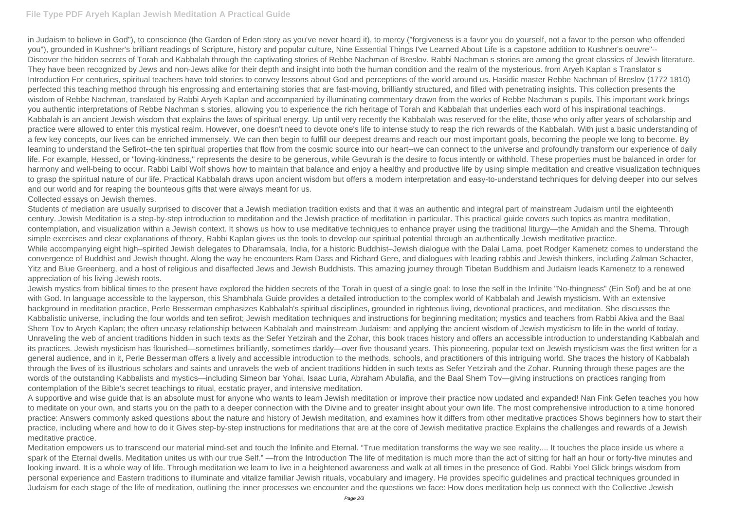in Judaism to believe in God"), to conscience (the Garden of Eden story as you've never heard it), to mercy ("forgiveness is a favor you do yourself, not a favor to the person who offended you"), grounded in Kushner's brilliant readings of Scripture, history and popular culture, Nine Essential Things I've Learned About Life is a capstone addition to Kushner's oeuvre"--

Discover the hidden secrets of Torah and Kabbalah through the captivating stories of Rebbe Nachman of Breslov. Rabbi Nachman s stories are among the great classics of Jewish literature. They have been recognized by Jews and non-Jews alike for their depth and insight into both the human condition and the realm of the mysterious. from Aryeh Kaplan s Translator s Introduction For centuries, spiritual teachers have told stories to convey lessons about God and perceptions of the world around us. Hasidic master Rebbe Nachman of Breslov (1772 1810) perfected this teaching method through his engrossing and entertaining stories that are fast-moving, brilliantly structured, and filled with penetrating insights. This collection presents the wisdom of Rebbe Nachman, translated by Rabbi Aryeh Kaplan and accompanied by illuminating commentary drawn from the works of Rebbe Nachman s pupils. This important work brings you authentic interpretations of Rebbe Nachman s stories, allowing you to experience the rich heritage of Torah and Kabbalah that underlies each word of his inspirational teachings.

Kabbalah is an ancient Jewish wisdom that explains the laws of spiritual energy. Up until very recently the Kabbalah was reserved for the elite, those who only after years of scholarship and practice were allowed to enter this mystical realm. However, one doesn't need to devote one's life to intense study to reap the rich rewards of the Kabbalah. With just a basic understanding of a few key concepts, our lives can be enriched immensely. We can then begin to fulfill our deepest dreams and reach our most important goals, becoming the people we long to become. By learning to understand the Sefirot--the ten spiritual properties that flow from the cosmic source into our heart--we can connect to the universe and profoundly transform our experience of daily life. For example, Hessed, or "loving-kindness," represents the desire to be generous, while Gevurah is the desire to focus intently or withhold. These properties must be balanced in order for harmony and well-being to occur. Rabbi Laibl Wolf shows how to maintain that balance and enjoy a healthy and productive life by using simple meditation and creative visualization techniques to grasp the spiritual nature of our life. Practical Kabbalah draws upon ancient wisdom but offers a modern interpretation and easy-to-understand techniques for delving deeper into our selves and our world and for reaping the bounteous gifts that were always meant for us.

Collected essays on Jewish themes.

Students of mediation are usually surprised to discover that a Jewish mediation tradition exists and that it was an authentic and integral part of mainstream Judaism until the eighteenth century. Jewish Meditation is a step-by-step introduction to meditation and the Jewish practice of meditation in particular. This practical guide covers such topics as mantra meditation, contemplation, and visualization within a Jewish context. It shows us how to use meditative techniques to enhance prayer using the traditional liturgy—the Amidah and the Shema. Through simple exercises and clear explanations of theory, Rabbi Kaplan gives us the tools to develop our spiritual potential through an authentically Jewish meditative practice.

While accompanying eight high–spirited Jewish delegates to Dharamsala, India, for a historic Buddhist–Jewish dialogue with the Dalai Lama, poet Rodger Kamenetz comes to understand the convergence of Buddhist and Jewish thought. Along the way he encounters Ram Dass and Richard Gere, and dialogues with leading rabbis and Jewish thinkers, including Zalman Schacter, Yitz and Blue Greenberg, and a host of religious and disaffected Jews and Jewish Buddhists. This amazing journey through Tibetan Buddhism and Judaism leads Kamenetz to a renewed appreciation of his living Jewish roots.

Jewish mystics from biblical times to the present have explored the hidden secrets of the Torah in quest of a single goal: to lose the self in the Infinite "No-thingness" (Ein Sof) and be at one with God. In language accessible to the layperson, this Shambhala Guide provides a detailed introduction to the complex world of Kabbalah and Jewish mysticism. With an extensive background in meditation practice, Perle Besserman emphasizes Kabbalah's spiritual disciplines, grounded in righteous living, devotional practices, and meditation. She discusses the Kabbalistic universe, including the four worlds and ten sefirot; Jewish meditation techniques and instructions for beginning meditation; mystics and teachers from Rabbi Akiva and the Baal Shem Tov to Aryeh Kaplan; the often uneasy relationship between Kabbalah and mainstream Judaism; and applying the ancient wisdom of Jewish mysticism to life in the world of today.

Unraveling the web of ancient traditions hidden in such texts as the Sefer Yetzirah and the Zohar, this book traces history and offers an accessible introduction to understanding Kabbalah and its practices. Jewish mysticism has flourished—sometimes brilliantly, sometimes darkly—over five thousand years. This pioneering, popular text on Jewish mysticism was the first written for a general audience, and in it, Perle Besserman offers a lively and accessible introduction to the methods, schools, and practitioners of this intriguing world. She traces the history of Kabbalah through the lives of its illustrious scholars and saints and unravels the web of ancient traditions hidden in such texts as Sefer Yetzirah and the Zohar. Running through these pages are the words of the outstanding Kabbalists and mystics—including Simeon bar Yohai, Isaac Luria, Abraham Abulafia, and the Baal Shem Tov—giving instructions on practices ranging from contemplation of the Bible's secret teachings to ritual, ecstatic prayer, and intensive meditation.

A supportive and wise guide that is an absolute must for anyone who wants to learn Jewish meditation or improve their practice now updated and expanded! Nan Fink Gefen teaches you how to meditate on your own, and starts you on the path to a deeper connection with the Divine and to greater insight about your own life. The most comprehensive introduction to a time honored practice: Answers commonly asked questions about the nature and history of Jewish meditation, and examines how it differs from other meditative practices Shows beginners how to start their practice, including where and how to do it Gives step-by-step instructions for meditations that are at the core of Jewish meditative practice Explains the challenges and rewards of a Jewish meditative practice.

Meditation empowers us to transcend our material mind-set and touch the Infinite and Eternal. "True meditation transforms the way we see reality.... It touches the place inside us where a spark of the Eternal dwells. Meditation unites us with our true Self." —from the Introduction The life of meditation is much more than the act of sitting for half an hour or forty-five minutes and looking inward. It is a whole way of life. Through meditation we learn to live in a heightened awareness and walk at all times in the presence of God. Rabbi Yoel Glick brings wisdom from personal experience and Eastern traditions to illuminate and vitalize familiar Jewish rituals, vocabulary and imagery. He provides specific guidelines and practical techniques grounded in Judaism for each stage of the life of meditation, outlining the inner processes we encounter and the questions we face: How does meditation help us connect with the Collective Jewish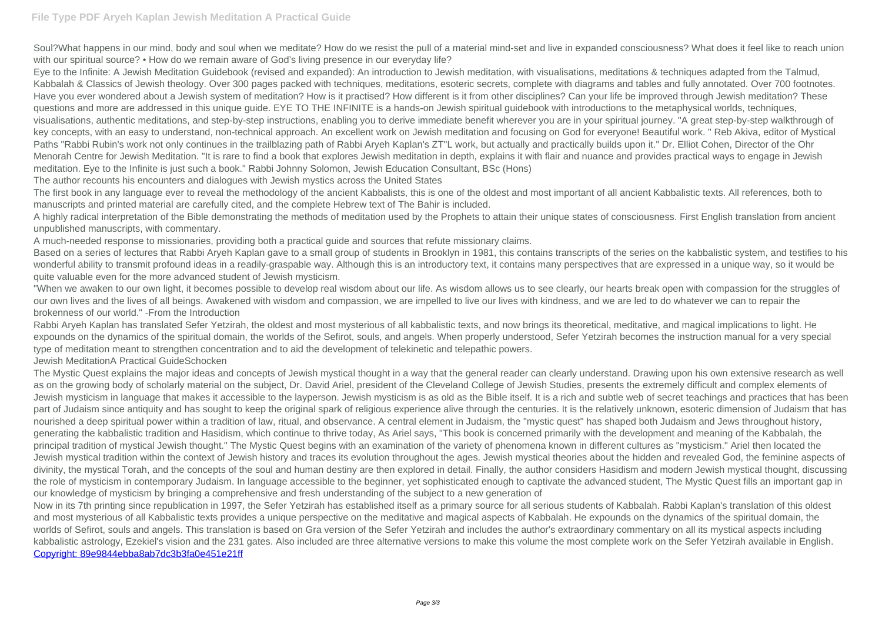Soul?What happens in our mind, body and soul when we meditate? How do we resist the pull of a material mind-set and live in expanded consciousness? What does it feel like to reach union with our spiritual source? • How do we remain aware of God's living presence in our everyday life?

Eye to the Infinite: A Jewish Meditation Guidebook (revised and expanded): An introduction to Jewish meditation, with visualisations, meditations & techniques adapted from the Talmud, Kabbalah & Classics of Jewish theology. Over 300 pages packed with techniques, meditations, esoteric secrets, complete with diagrams and tables and fully annotated. Over 700 footnotes. Have you ever wondered about a Jewish system of meditation? How is it practised? How different is it from other disciplines? Can your life be improved through Jewish meditation? These questions and more are addressed in this unique guide. EYE TO THE INFINITE is a hands-on Jewish spiritual guidebook with introductions to the metaphysical worlds, techniques, visualisations, authentic meditations, and step-by-step instructions, enabling you to derive immediate benefit wherever you are in your spiritual journey. "A great step-by-step walkthrough of key concepts, with an easy to understand, non-technical approach. An excellent work on Jewish meditation and focusing on God for everyone! Beautiful work. " Reb Akiva, editor of Mystical Paths "Rabbi Rubin's work not only continues in the trailblazing path of Rabbi Aryeh Kaplan's ZT"L work, but actually and practically builds upon it." Dr. Elliot Cohen, Director of the Ohr Menorah Centre for Jewish Meditation. "It is rare to find a book that explores Jewish meditation in depth, explains it with flair and nuance and provides practical ways to engage in Jewish meditation. Eye to the Infinite is just such a book." Rabbi Johnny Solomon, Jewish Education Consultant, BSc (Hons)

The author recounts his encounters and dialogues with Jewish mystics across the United States

The first book in any language ever to reveal the methodology of the ancient Kabbalists, this is one of the oldest and most important of all ancient Kabbalistic texts. All references, both to manuscripts and printed material are carefully cited, and the complete Hebrew text of The Bahir is included.

A highly radical interpretation of the Bible demonstrating the methods of meditation used by the Prophets to attain their unique states of consciousness. First English translation from ancient unpublished manuscripts, with commentary.

A much-needed response to missionaries, providing both a practical guide and sources that refute missionary claims.

Based on a series of lectures that Rabbi Aryeh Kaplan gave to a small group of students in Brooklyn in 1981, this contains transcripts of the series on the kabbalistic system, and testifies to his wonderful ability to transmit profound ideas in a readily-graspable way. Although this is an introductory text, it contains many perspectives that are expressed in a unique way, so it would be quite valuable even for the more advanced student of Jewish mysticism.

"When we awaken to our own light, it becomes possible to develop real wisdom about our life. As wisdom allows us to see clearly, our hearts break open with compassion for the struggles of our own lives and the lives of all beings. Awakened with wisdom and compassion, we are impelled to live our lives with kindness, and we are led to do whatever we can to repair the brokenness of our world." -From the Introduction

Rabbi Aryeh Kaplan has translated Sefer Yetzirah, the oldest and most mysterious of all kabbalistic texts, and now brings its theoretical, meditative, and magical implications to light. He expounds on the dynamics of the spiritual domain, the worlds of the Sefirot, souls, and angels. When properly understood, Sefer Yetzirah becomes the instruction manual for a very special type of meditation meant to strengthen concentration and to aid the development of telekinetic and telepathic powers.

Jewish MeditationA Practical GuideSchocken

The Mystic Quest explains the major ideas and concepts of Jewish mystical thought in a way that the general reader can clearly understand. Drawing upon his own extensive research as well as on the growing body of scholarly material on the subject, Dr. David Ariel, president of the Cleveland College of Jewish Studies, presents the extremely difficult and complex elements of Jewish mysticism in language that makes it accessible to the layperson. Jewish mysticism is as old as the Bible itself. It is a rich and subtle web of secret teachings and practices that has been part of Judaism since antiquity and has sought to keep the original spark of religious experience alive through the centuries. It is the relatively unknown, esoteric dimension of Judaism that has nourished a deep spiritual power within a tradition of law, ritual, and observance. A central element in Judaism, the "mystic quest" has shaped both Judaism and Jews throughout history, generating the kabbalistic tradition and Hasidism, which continue to thrive today, As Ariel says, "This book is concerned primarily with the development and meaning of the Kabbalah, the principal tradition of mystical Jewish thought." The Mystic Quest begins with an examination of the variety of phenomena known in different cultures as "mysticism." Ariel then located the Jewish mystical tradition within the context of Jewish history and traces its evolution throughout the ages. Jewish mystical theories about the hidden and revealed God, the feminine aspects of divinity, the mystical Torah, and the concepts of the soul and human destiny are then explored in detail. Finally, the author considers Hasidism and modern Jewish mystical thought, discussing the role of mysticism in contemporary Judaism. In language accessible to the beginner, yet sophisticated enough to captivate the advanced student, The Mystic Quest fills an important gap in our knowledge of mysticism by bringing a comprehensive and fresh understanding of the subject to a new generation of

Now in its 7th printing since republication in 1997, the Sefer Yetzirah has established itself as a primary source for all serious students of Kabbalah. Rabbi Kaplan's translation of this oldest and most mysterious of all Kabbalistic texts provides a unique perspective on the meditative and magical aspects of Kabbalah. He expounds on the dynamics of the spiritual domain, the worlds of Sefirot, souls and angels. This translation is based on Gra version of the Sefer Yetzirah and includes the author's extraordinary commentary on all its mystical aspects including kabbalistic astrology, Ezekiel's vision and the 231 gates. Also included are three alternative versions to make this volume the most complete work on the Sefer Yetzirah available in English.

Copyright: 89e9844ebba8ab7dc3b3fa0e451e21ff